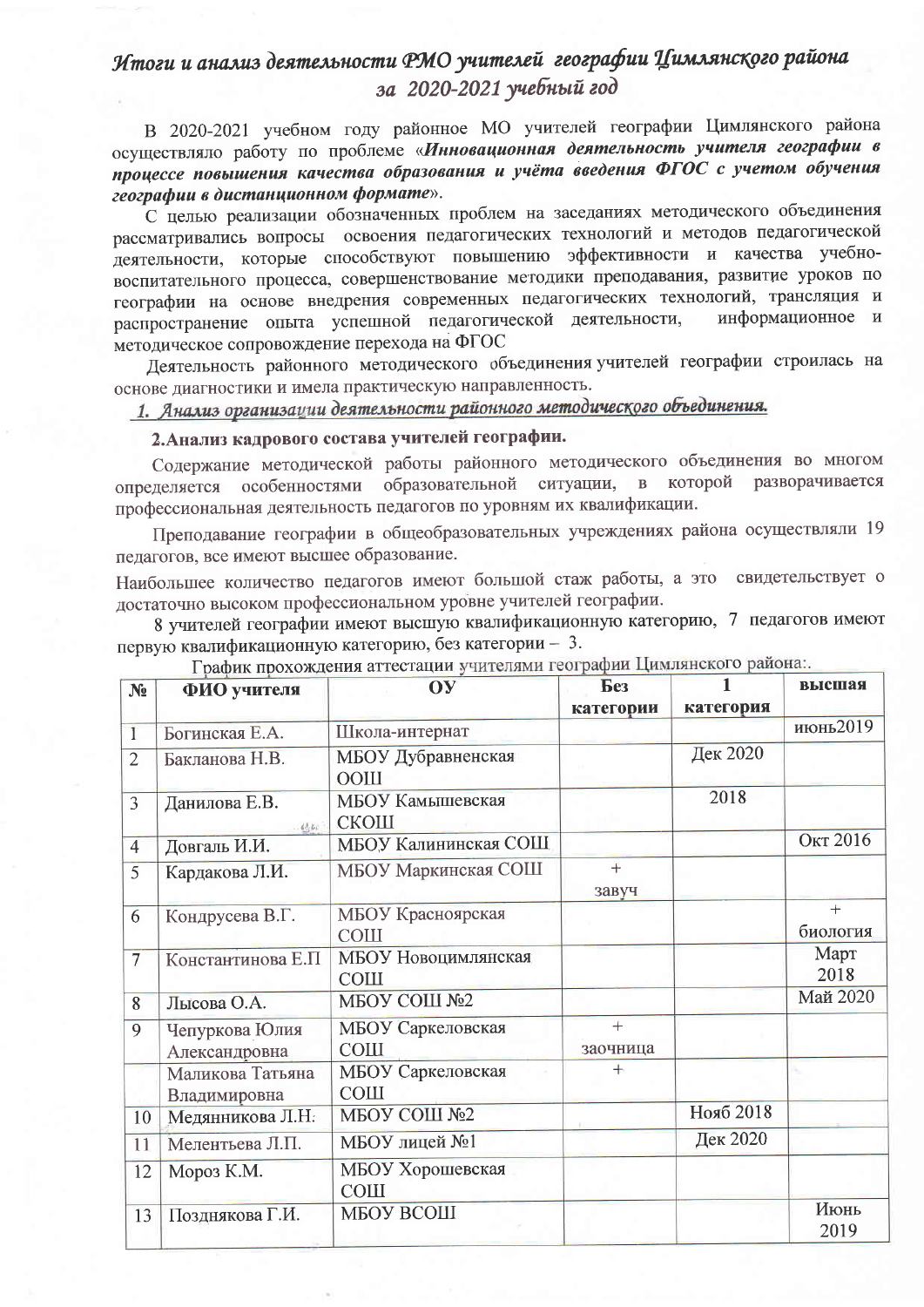# *Итоги и анализ деятельности РМО учителей географии Цимлянского района за 2020-2021 учебный год*

В 2020-2021 учебном году районное МО учителей географии Цимлянского района осуществляло работу по проблеме «***Инновационная деятельность учителя географии в процессе повышения качества образования и учёта введения ФГОС с учетом обучения географии в дистанционном формате***».

С целью реализации обозначенных проблем на заседаниях методического объединения рассматривались вопросы освоения педагогических технологий и методов педагогической деятельности, которые способствуют повышению эффективности и качества учебно-воспитательного процесса, совершенствование методики преподавания, развитие уроков по географии на основе внедрения современных педагогических технологий, трансляция и распространение опыта успешной педагогической деятельности, информационное и методическое сопровождение перехода на ФГОС

Деятельность районного методического объединения учителей географии строилась на основе диагностики и имела практическую направленность.

## *1. Анализ организации деятельности районного методического объединения.*

### 2. Анализ кадрового состава учителей географии.

Содержание методической работы районного методического объединения во многом определяется особенностями образовательной ситуации, в которой разворачивается профессиональная деятельность педагогов по уровням их квалификации.

Преподавание географии в общеобразовательных учреждениях района осуществляли 19 педагогов, все имеют высшее образование.

Наибольшее количество педагогов имеют большой стаж работы, а это свидетельствует о достаточно высоком профессиональном уровне учителей географии.

8 учителей географии имеют высшую квалификационную категорию, 7 педагогов имеют первую квалификационную категорию, без категории – 3.

График прохождения аттестации учителями географии Цимлянского района:.

| № | ФИО учителя | ОУ | Без категории | 1 категория | высшая |
|---|---|---|---|---|---|
| 1 | Богинская Е.А. | Школа-интернат | | | июнь2019 |
| 2 | Бакланова Н.В. | МБОУ Дубравненская ООШ | | Дек 2020 | |
| 3 | Данилова Е.В. | МБОУ Камышевская СКОШ | | 2018 | |
| 4 | Довгаль И.И. | МБОУ Калининская СОШ | | | Окт 2016 |
| 5 | Кардакова Л.И. | МБОУ Маркинская СОШ | + завуч | | |
| 6 | Кондрусева В.Г. | МБОУ Красноярская СОШ | | | + биология |
| 7 | Константинова Е.П | МБОУ Новоцимлянская СОШ | | | Март 2018 |
| 8 | Лысова О.А. | МБОУ СОШ №2 | | | Май 2020 |
| 9 | Чепуркова Юлия Александровна | МБОУ Саркеловская СОШ | + заочница | | |
| | Маликова Татьяна Владимировна | МБОУ Саркеловская СОШ | + | | |
| 10 | Медянникова Л.Н. | МБОУ СОШ №2 | | Нояб 2018 | |
| 11 | Мелентьева Л.П. | МБОУ лицей №1 | | Дек 2020 | |
| 12 | Мороз К.М. | МБОУ Хорошевская СОШ | | | |
| 13 | Позднякова Г.И. | МБОУ ВСОШ | | | Июнь 2019 |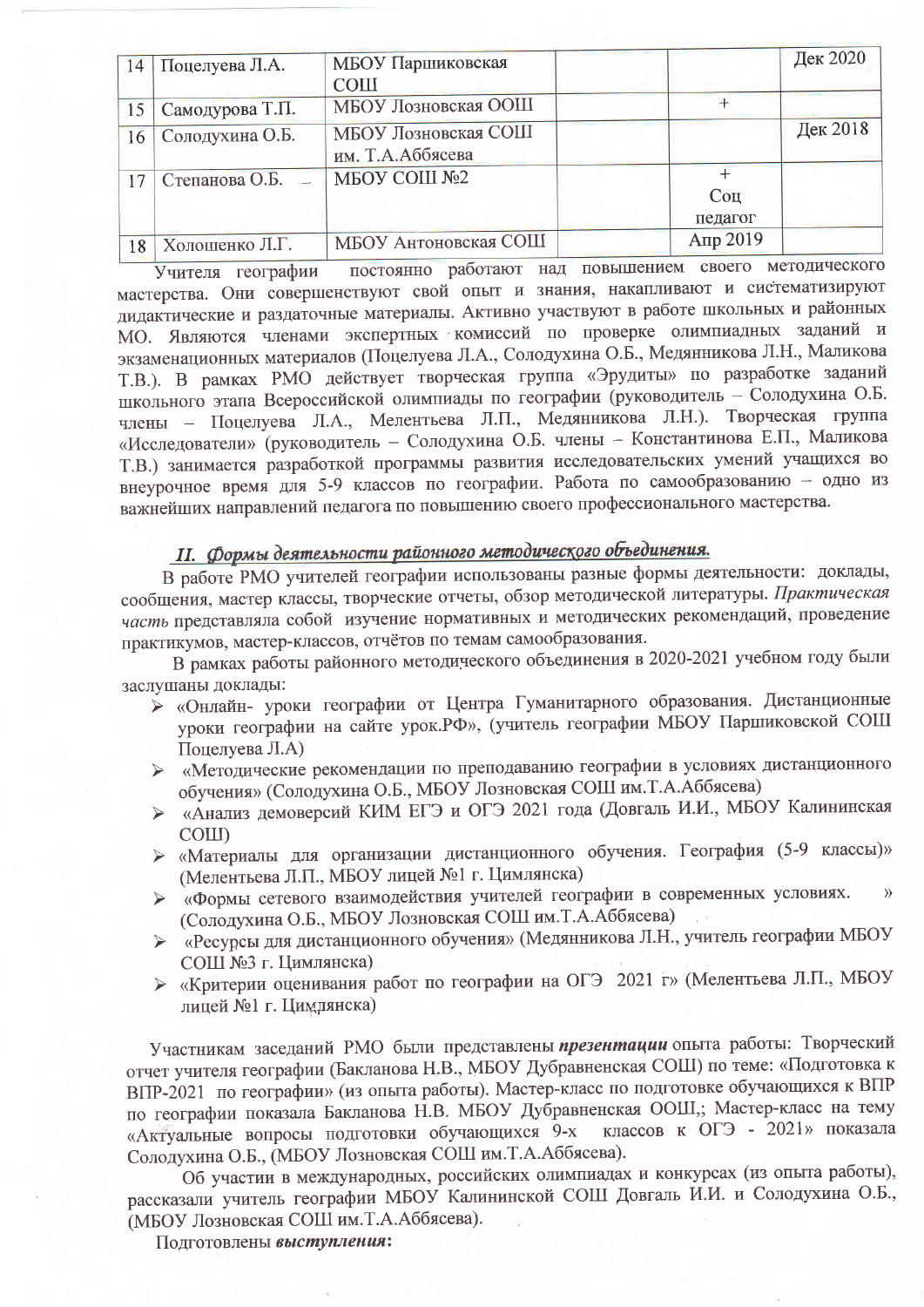| | | | | | |
|---|---|---|---|---|---|
| 14 | Поцелуева Л.А. | МБОУ Паршиковская СОШ | | | Дек 2020 |
| 15 | Самодурова Т.П. | МБОУ Лозновская ООШ | | + | |
| 16 | Солодухина О.Б. | МБОУ Лозновская СОШ им. Т.А.Аббясева | | | Дек 2018 |
| 17 | Степанова О.Б. | МБОУ СОШ №2 | | + Соц педагог | |
| 18 | Холошенко Л.Г. | МБОУ Антоновская СОШ | | Апр 2019 | |

Учителя географии постоянно работают над повышением своего методического мастерства. Они совершенствуют свой опыт и знания, накапливают и систематизируют дидактические и раздаточные материалы. Активно участвуют в работе школьных и районных МО. Являются членами экспертных комиссий по проверке олимпиадных заданий и экзаменационных материалов (Поцелуева Л.А., Солодухина О.Б., Медянникова Л.Н., Маликова Т.В.). В рамках РМО действует творческая группа «Эрудиты» по разработке заданий школьного этапа Всероссийской олимпиады по географии (руководитель – Солодухина О.Б. члены – Поцелуева Л.А., Мелентьева Л.П., Медянникова Л.Н.). Творческая группа «Исследователи» (руководитель – Солодухина О.Б. члены – Константинова Е.П., Маликова Т.В.) занимается разработкой программы развития исследовательских умений учащихся во внеурочное время для 5-9 классов по географии. Работа по самообразованию – одно из важнейших направлений педагога по повышению своего профессионального мастерства.

## *II. Формы деятельности районного методического объединения.*

В работе РМО учителей географии использованы разные формы деятельности: доклады, сообщения, мастер классы, творческие отчеты, обзор методической литературы. *Практическая часть* представляла собой изучение нормативных и методических рекомендаций, проведение практикумов, мастер-классов, отчётов по темам самообразования.

В рамках работы районного методического объединения в 2020-2021 учебном году были заслушаны доклады:

- «Онлайн- уроки географии от Центра Гуманитарного образования. Дистанционные уроки географии на сайте урок.РФ», (учитель географии МБОУ Паршиковской СОШ Поцелуева Л.А)
- «Методические рекомендации по преподаванию географии в условиях дистанционного обучения» (Солодухина О.Б., МБОУ Лозновская СОШ им.Т.А.Аббясева)
- «Анализ демоверсий КИМ ЕГЭ и ОГЭ 2021 года (Довгаль И.И., МБОУ Калининская СОШ)
- «Материалы для организации дистанционного обучения. География (5-9 классы)» (Мелентьева Л.П., МБОУ лицей №1 г. Цимлянска)
- «Формы сетевого взаимодействия учителей географии в современных условиях. » (Солодухина О.Б., МБОУ Лозновская СОШ им.Т.А.Аббясева)
- «Ресурсы для дистанционного обучения» (Медянникова Л.Н., учитель географии МБОУ СОШ №3 г. Цимлянска)
- «Критерии оценивания работ по географии на ОГЭ 2021 г» (Мелентьева Л.П., МБОУ лицей №1 г. Цимлянска)

Участникам заседаний РМО были представлены ***презентации*** опыта работы: Творческий отчет учителя географии (Бакланова Н.В., МБОУ Дубравненская СОШ) по теме: «Подготовка к ВПР-2021 по географии» (из опыта работы). Мастер-класс по подготовке обучающихся к ВПР по географии показала Бакланова Н.В. МБОУ Дубравненская ООШ,; Мастер-класс на тему «Актуальные вопросы подготовки обучающихся 9-х классов к ОГЭ - 2021» показала Солодухина О.Б., (МБОУ Лозновская СОШ им.Т.А.Аббясева).

Об участии в международных, российских олимпиадах и конкурсах (из опыта работы), рассказали учитель географии МБОУ Калининской СОШ Довгаль И.И. и Солодухина О.Б., (МБОУ Лозновская СОШ им.Т.А.Аббясева).

Подготовлены ***выступления***: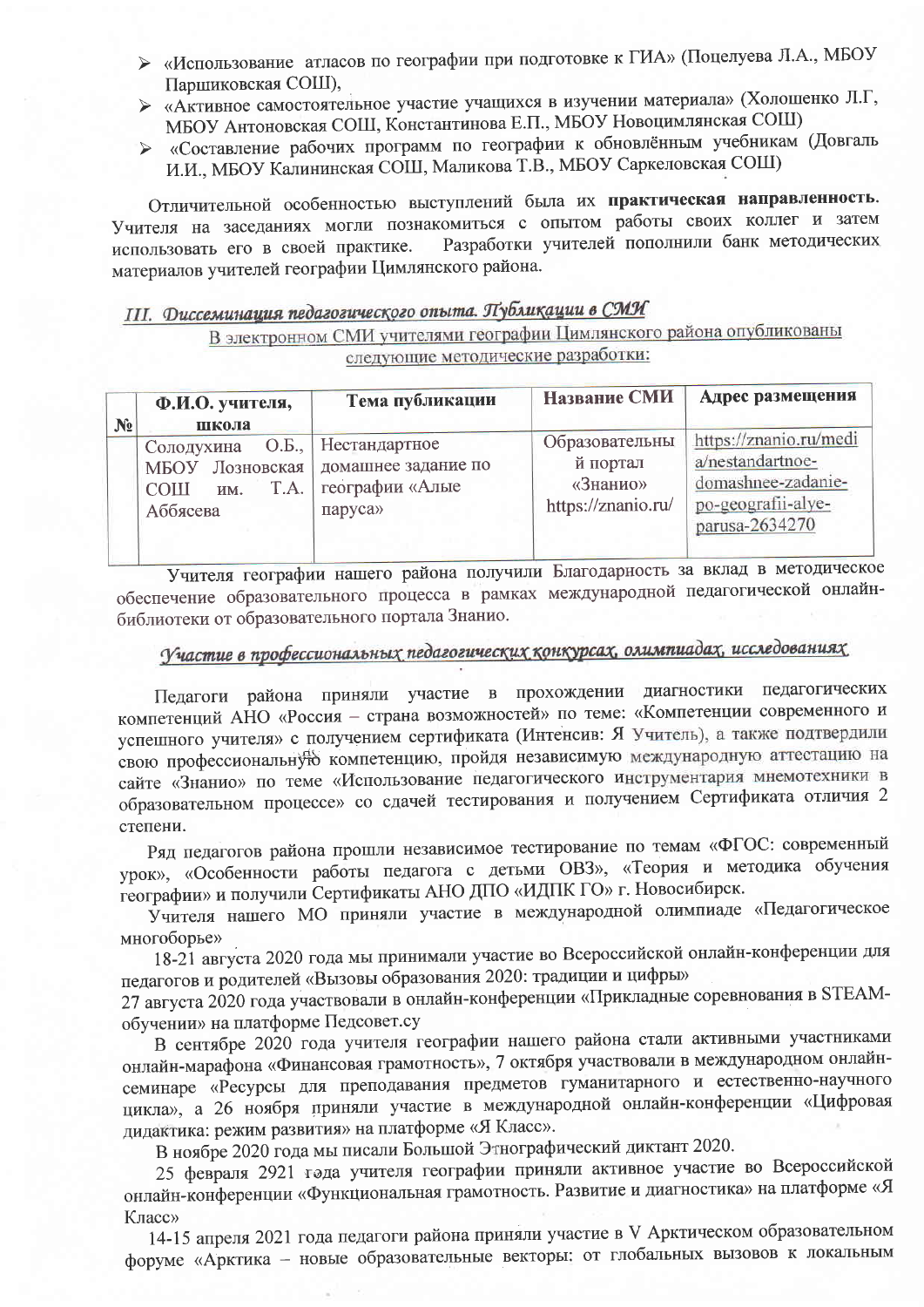- «Использование атласов по географии при подготовке к ГИА» (Поцелуева Л.А., МБОУ Паршиковская СОШ),
- «Активное самостоятельное участие учащихся в изучении материала» (Холошенко Л.Г, МБОУ Антоновская СОШ, Константинова Е.П., МБОУ Новоцимлянская СОШ)
- «Составление рабочих программ по географии к обновлённым учебникам (Довгаль И.И., МБОУ Калининская СОШ, Маликова Т.В., МБОУ Саркеловская СОШ)

Отличительной особенностью выступлений была их **практическая направленность**. Учителя на заседаниях могли познакомиться с опытом работы своих коллег и затем использовать его в своей практике. Разработки учителей пополнили банк методических материалов учителей географии Цимлянского района.

## *III. Диссеминация педагогического опыта. Публикации в СМИ*

В электронном СМИ учителями географии Цимлянского района опубликованы следующие методические разработки:

| № | Ф.И.О. учителя, школа | Тема публикации | Название СМИ | Адрес размещения |
|---|---|---|---|---|
| | Солодухина О.Б., МБОУ Лозновская СОШ им. Т.А. Аббясева | Нестандартное домашнее задание по географии «Алые паруса» | Образовательный портал «Знанио» https://znanio.ru/ | https://znanio.ru/media/nestandartnoe-domashnee-zadanie-po-geografii-alye-parusa-2634270 |

Учителя географии нашего района получили Благодарность за вклад в методическое обеспечение образовательного процесса в рамках международной педагогической онлайн-библиотеки от образовательного портала Знанио.

## *Участие в профессиональных педагогических конкурсах, олимпиадах, исследованиях*

Педагоги района приняли участие в прохождении диагностики педагогических компетенций АНО «Россия – страна возможностей» по теме: «Компетенции современного и успешного учителя» с получением сертификата (Интенсив: Я Учитель), а также подтвердили свою профессиональную компетенцию, пройдя независимую международную аттестацию на сайте «Знанио» по теме «Использование педагогического инструментария мнемотехники в образовательном процессе» со сдачей тестирования и получением Сертификата отличия 2 степени.

Ряд педагогов района прошли независимое тестирование по темам «ФГОС: современный урок», «Особенности работы педагога с детьми ОВЗ», «Теория и методика обучения географии» и получили Сертификаты АНО ДПО «ИДПК ГО» г. Новосибирск.

Учителя нашего МО приняли участие в международной олимпиаде «Педагогическое многоборье»

18-21 августа 2020 года мы принимали участие во Всероссийской онлайн-конференции для педагогов и родителей «Вызовы образования 2020: традиции и цифры»

27 августа 2020 года участвовали в онлайн-конференции «Прикладные соревнования в STEAM-обучении» на платформе Педсовет.су

В сентябре 2020 года учителя географии нашего района стали активными участниками онлайн-марафона «Финансовая грамотность», 7 октября участвовали в международном онлайн-семинаре «Ресурсы для преподавания предметов гуманитарного и естественно-научного цикла», а 26 ноября приняли участие в международной онлайн-конференции «Цифровая дидактика: режим развития» на платформе «Я Класс».

В ноябре 2020 года мы писали Большой Этнографический диктант 2020.

25 февраля 2921 года учителя географии приняли активное участие во Всероссийской онлайн-конференции «Функциональная грамотность. Развитие и диагностика» на платформе «Я Класс»

14-15 апреля 2021 года педагоги района приняли участие в V Арктическом образовательном форуме «Арктика – новые образовательные векторы: от глобальных вызовов к локальным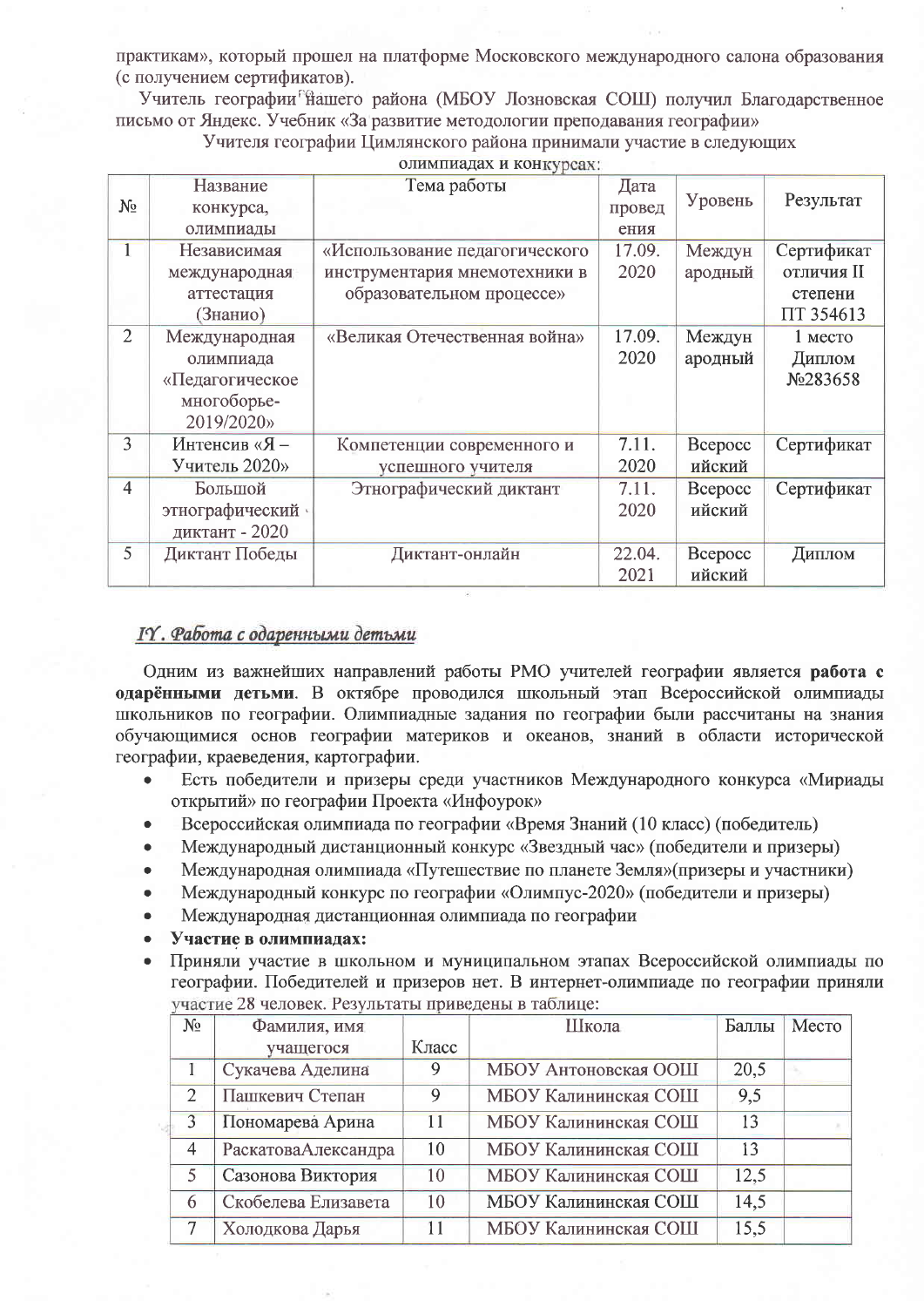практикам», который прошел на платформе Московского международного салона образования (с получением сертификатов).

Учитель географии нашего района (МБОУ Лозновская СОШ) получил Благодарственное письмо от Яндекс. Учебник «За развитие методологии преподавания географии»

Учителя географии Цимлянского района принимали участие в следующих олимпиадах и конкурсах:

| № | Название конкурса, олимпиады | Тема работы | Дата проведения | Уровень | Результат |
|---|---|---|---|---|---|
| 1 | Независимая международная аттестация (Знанио) | «Использование педагогического инструментария мнемотехники в образовательном процессе» | 17.09. 2020 | Международный | Сертификат отличия II степени ПТ 354613 |
| 2 | Международная олимпиада «Педагогическое многоборье-2019/2020» | «Великая Отечественная война» | 17.09. 2020 | Международный | 1 место Диплом №283658 |
| 3 | Интенсив «Я – Учитель 2020» | Компетенции современного и успешного учителя | 7.11. 2020 | Всероссийский | Сертификат |
| 4 | Большой этнографический диктант - 2020 | Этнографический диктант | 7.11. 2020 | Всероссийский | Сертификат |
| 5 | Диктант Победы | Диктант-онлайн | 22.04. 2021 | Всероссийский | Диплом |

## *IY. Работа с одаренными детьми*

Одним из важнейших направлений работы РМО учителей географии является **работа с одарёнными детьми**. В октябре проводился школьный этап Всероссийской олимпиады школьников по географии. Олимпиадные задания по географии были рассчитаны на знания обучающимися основ географии материков и океанов, знаний в области исторической географии, краеведения, картографии.

- Есть победители и призеры среди участников Международного конкурса «Мириады открытий» по географии Проекта «Инфоурок»
- Всероссийская олимпиада по географии «Время Знаний (10 класс) (победитель)
- Международный дистанционный конкурс «Звездный час» (победители и призеры)
- Международная олимпиада «Путешествие по планете Земля»(призеры и участники)
- Международный конкурс по географии «Олимпус-2020» (победители и призеры)
- Международная дистанционная олимпиада по географии
- **Участие в олимпиадах:**
- Приняли участие в школьном и муниципальном этапах Всероссийской олимпиады по географии. Победителей и призеров нет. В интернет-олимпиаде по географии приняли участие 28 человек. Результаты приведены в таблице:

| № | Фамилия, имя учащегося | Класс | Школа | Баллы | Место |
|---|---|---|---|---|---|
| 1 | Сукачева Аделина | 9 | МБОУ Антоновская ООШ | 20,5 | |
| 2 | Пашкевич Степан | 9 | МБОУ Калининская СОШ | 9,5 | |
| 3 | Пономарева Арина | 11 | МБОУ Калининская СОШ | 13 | |
| 4 | РаскатоваАлександра | 10 | МБОУ Калининская СОШ | 13 | |
| 5 | Сазонова Виктория | 10 | МБОУ Калининская СОШ | 12,5 | |
| 6 | Скобелева Елизавета | 10 | МБОУ Калининская СОШ | 14,5 | |
| 7 | Холодкова Дарья | 11 | МБОУ Калининская СОШ | 15,5 | |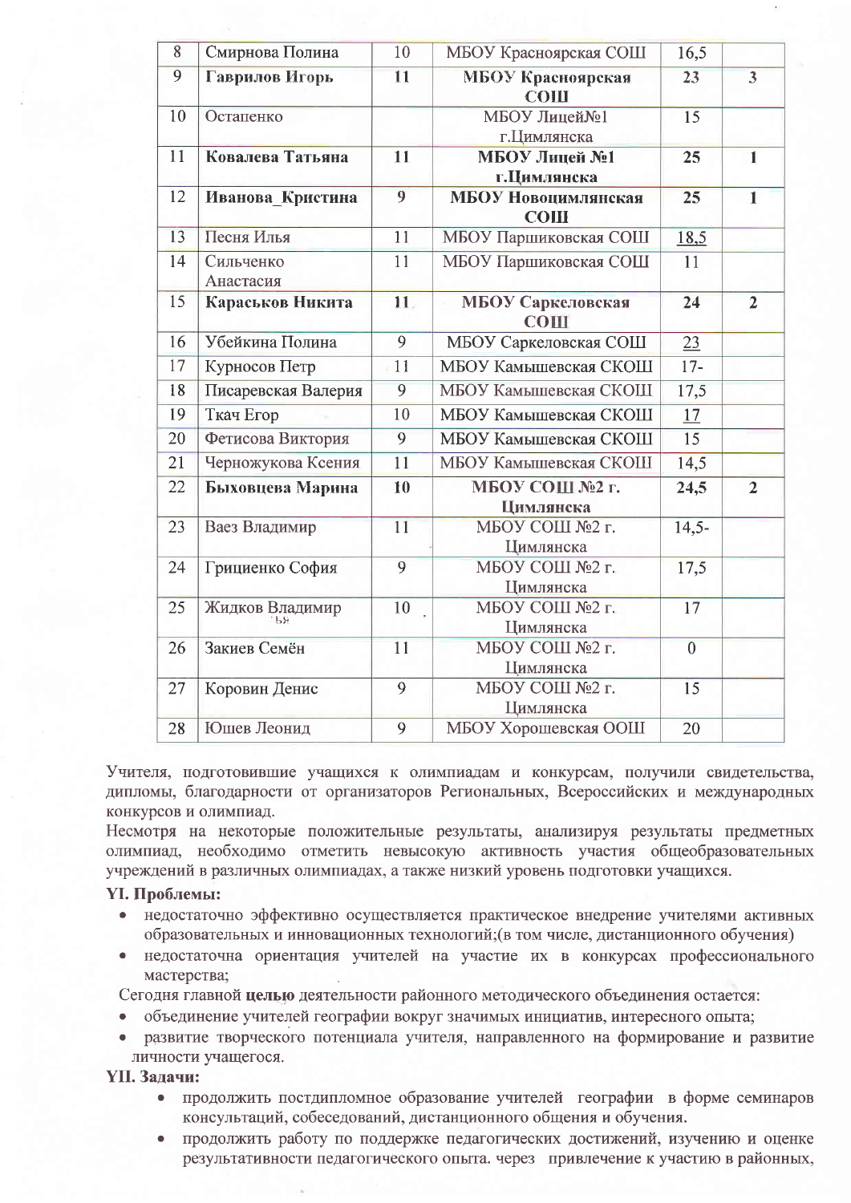| | | | | | |
|---|---|---|---|---|---|
| 8 | Смирнова Полина | 10 | МБОУ Красноярская СОШ | 16,5 | |
| 9 | **Гаврилов Игорь** | **11** | **МБОУ Красноярская СОШ** | **23** | **3** |
| 10 | Остапенко | | МБОУ Лицей№1 г.Цимлянска | 15 | |
| 11 | **Ковалева Татьяна** | **11** | **МБОУ Лицей №1 г.Цимлянска** | **25** | **1** |
| 12 | **Иванова_Кристина** | **9** | **МБОУ Новоцимлянская СОШ** | **25** | **1** |
| 13 | Песня Илья | 11 | МБОУ Паршиковская СОШ | 18,5 | |
| 14 | Сильченко Анастасия | 11 | МБОУ Паршиковская СОШ | 11 | |
| 15 | **Караськов Никита** | **11** | **МБОУ Саркеловская СОШ** | **24** | **2** |
| 16 | Убейкина Полина | 9 | МБОУ Саркеловская СОШ | 23 | |
| 17 | Курносов Петр | 11 | МБОУ Камышевская СКОШ | 17- | |
| 18 | Писаревская Валерия | 9 | МБОУ Камышевская СКОШ | 17,5 | |
| 19 | Ткач Егор | 10 | МБОУ Камышевская СКОШ | 17 | |
| 20 | Фетисова Виктория | 9 | МБОУ Камышевская СКОШ | 15 | |
| 21 | Черножукова Ксения | 11 | МБОУ Камышевская СКОШ | 14,5 | |
| 22 | **Быховцева Марина** | **10** | **МБОУ СОШ №2 г. Цимлянска** | **24,5** | **2** |
| 23 | Ваез Владимир | 11 | МБОУ СОШ №2 г. Цимлянска | 14,5- | |
| 24 | Грициенко София | 9 | МБОУ СОШ №2 г. Цимлянска | 17,5 | |
| 25 | Жидков Владимир | 10 | МБОУ СОШ №2 г. Цимлянска | 17 | |
| 26 | Закиев Семён | 11 | МБОУ СОШ №2 г. Цимлянска | 0 | |
| 27 | Коровин Денис | 9 | МБОУ СОШ №2 г. Цимлянска | 15 | |
| 28 | Юшев Леонид | 9 | МБОУ Хорошевская ООШ | 20 | |

Учителя, подготовившие учащихся к олимпиадам и конкурсам, получили свидетельства, дипломы, благодарности от организаторов Региональных, Всероссийских и международных конкурсов и олимпиад.

Несмотря на некоторые положительные результаты, анализируя результаты предметных олимпиад, необходимо отметить невысокую активность участия общеобразовательных учреждений в различных олимпиадах, а также низкий уровень подготовки учащихся.

## YI. Проблемы:

- недостаточно эффективно осуществляется практическое внедрение учителями активных образовательных и инновационных технологий;(в том числе, дистанционного обучения)
- недостаточна ориентация учителей на участие их в конкурсах профессионального мастерства;

Сегодня главной **целью** деятельности районного методического объединения остается:

- объединение учителей географии вокруг значимых инициатив, интересного опыта;
- развитие творческого потенциала учителя, направленного на формирование и развитие личности учащегося.

## YII. Задачи:

- продолжить постдипломное образование учителей географии в форме семинаров консультаций, собеседований, дистанционного общения и обучения.
- продолжить работу по поддержке педагогических достижений, изучению и оценке результативности педагогического опыта. через привлечение к участию в районных,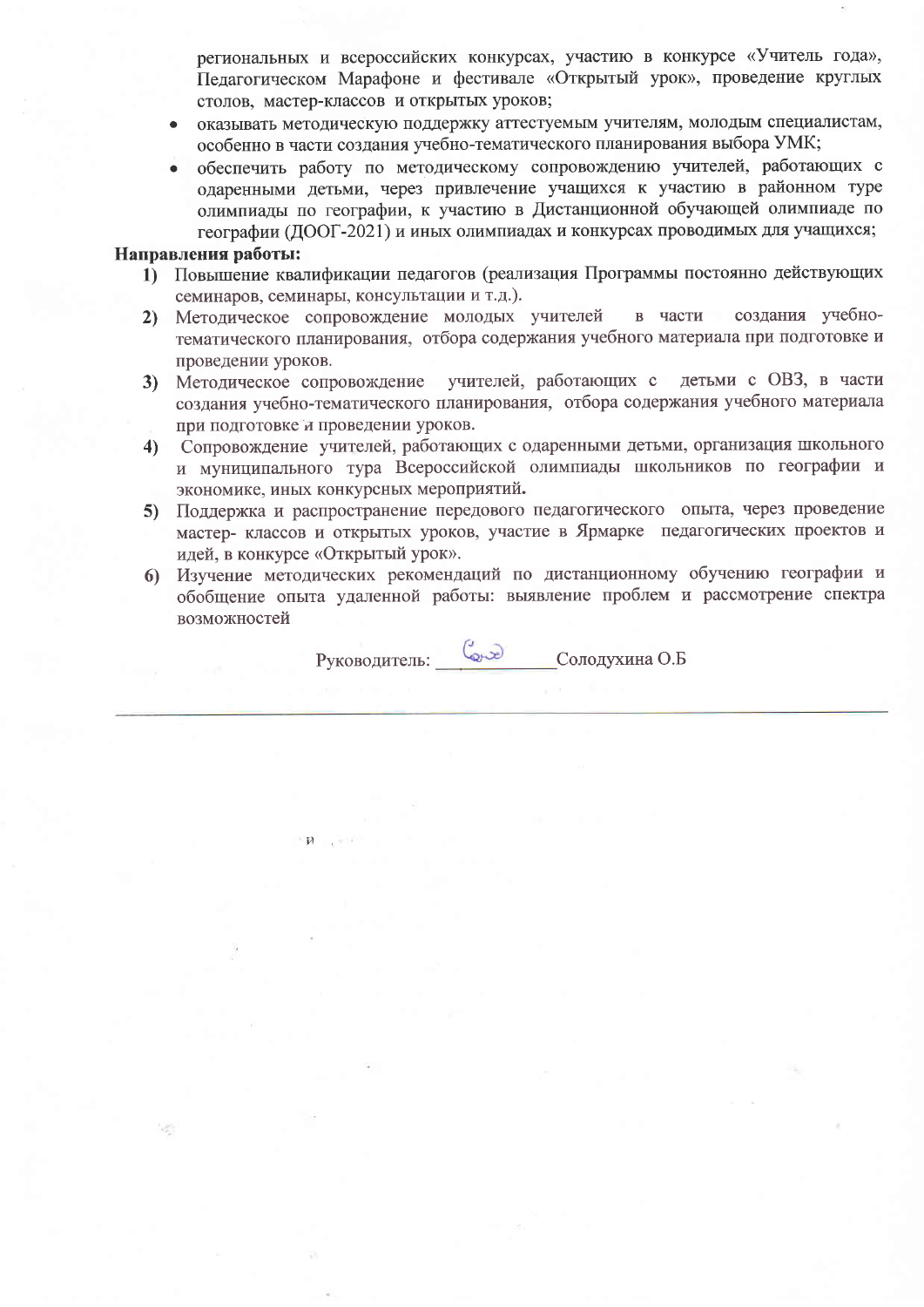региональных и всероссийских конкурсах, участию в конкурсе «Учитель года», Педагогическом Марафоне и фестивале «Открытый урок», проведение круглых столов, мастер-классов и открытых уроков;

- оказывать методическую поддержку аттестуемым учителям, молодым специалистам, особенно в части создания учебно-тематического планирования выбора УМК;
- обеспечить работу по методическому сопровождению учителей, работающих с одаренными детьми, через привлечение учащихся к участию в районном туре олимпиады по географии, к участию в Дистанционной обучающей олимпиаде по географии (ДООГ-2021) и иных олимпиадах и конкурсах проводимых для учащихся;

**Направления работы:**

1) Повышение квалификации педагогов (реализация Программы постоянно действующих семинаров, семинары, консультации и т.д.).
2) Методическое сопровождение молодых учителей в части создания учебно-тематического планирования, отбора содержания учебного материала при подготовке и проведении уроков.
3) Методическое сопровождение учителей, работающих с детьми с ОВЗ, в части создания учебно-тематического планирования, отбора содержания учебного материала при подготовке и проведении уроков.
4) Сопровождение учителей, работающих с одаренными детьми, организация школьного и муниципального тура Всероссийской олимпиады школьников по географии и экономике, иных конкурсных мероприятий.
5) Поддержка и распространение передового педагогического опыта, через проведение мастер- классов и открытых уроков, участие в Ярмарке педагогических проектов и идей, в конкурсе «Открытый урок».
6) Изучение методических рекомендаций по дистанционному обучению географии и обобщение опыта удаленной работы: выявление проблем и рассмотрение спектра возможностей

Руководитель: ___________ Солодухина О.Б